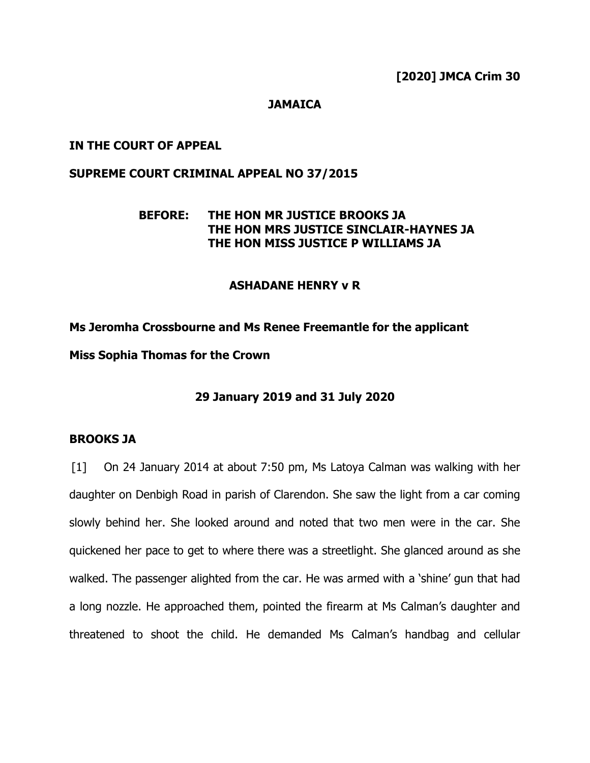**[2020] JMCA Crim 30**

**JAMAICA**

**IN THE COURT OF APPEAL**

**SUPREME COURT CRIMINAL APPEAL NO 37/2015**

**BEFORE: THE HON MR JUSTICE BROOKS JA**
**THE HON MRS JUSTICE SINCLAIR-HAYNES JA**
**THE HON MISS JUSTICE P WILLIAMS JA**

**ASHADANE HENRY v R**

**Ms Jeromha Crossbourne and Ms Renee Freemantle for the applicant**

**Miss Sophia Thomas for the Crown**

**29 January 2019 and 31 July 2020**

**BROOKS JA**

[1] On 24 January 2014 at about 7:50 pm, Ms Latoya Calman was walking with her daughter on Denbigh Road in parish of Clarendon. She saw the light from a car coming slowly behind her. She looked around and noted that two men were in the car. She quickened her pace to get to where there was a streetlight. She glanced around as she walked. The passenger alighted from the car. He was armed with a 'shine' gun that had a long nozzle. He approached them, pointed the firearm at Ms Calman's daughter and threatened to shoot the child. He demanded Ms Calman's handbag and cellular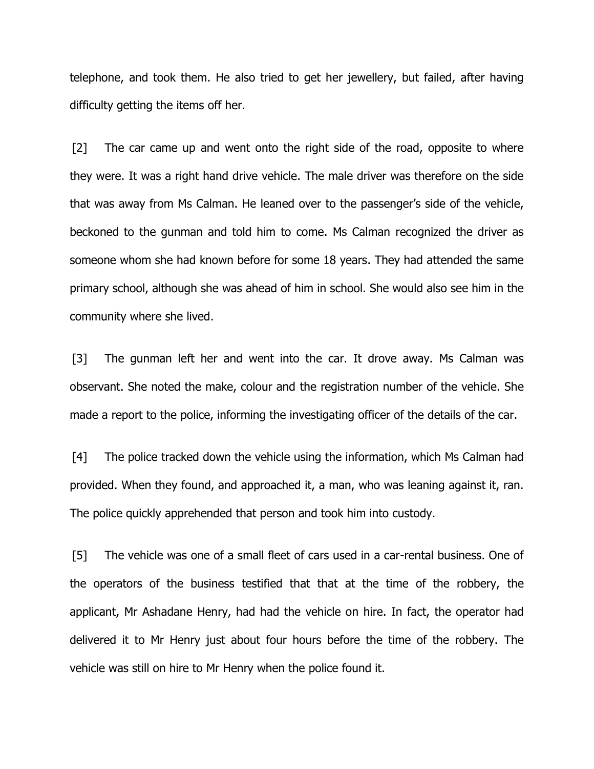telephone, and took them. He also tried to get her jewellery, but failed, after having difficulty getting the items off her.

[2] The car came up and went onto the right side of the road, opposite to where they were. It was a right hand drive vehicle. The male driver was therefore on the side that was away from Ms Calman. He leaned over to the passenger's side of the vehicle, beckoned to the gunman and told him to come. Ms Calman recognized the driver as someone whom she had known before for some 18 years. They had attended the same primary school, although she was ahead of him in school. She would also see him in the community where she lived.

[3] The gunman left her and went into the car. It drove away. Ms Calman was observant. She noted the make, colour and the registration number of the vehicle. She made a report to the police, informing the investigating officer of the details of the car.

[4] The police tracked down the vehicle using the information, which Ms Calman had provided. When they found, and approached it, a man, who was leaning against it, ran. The police quickly apprehended that person and took him into custody.

[5] The vehicle was one of a small fleet of cars used in a car-rental business. One of the operators of the business testified that that at the time of the robbery, the applicant, Mr Ashadane Henry, had had the vehicle on hire. In fact, the operator had delivered it to Mr Henry just about four hours before the time of the robbery. The vehicle was still on hire to Mr Henry when the police found it.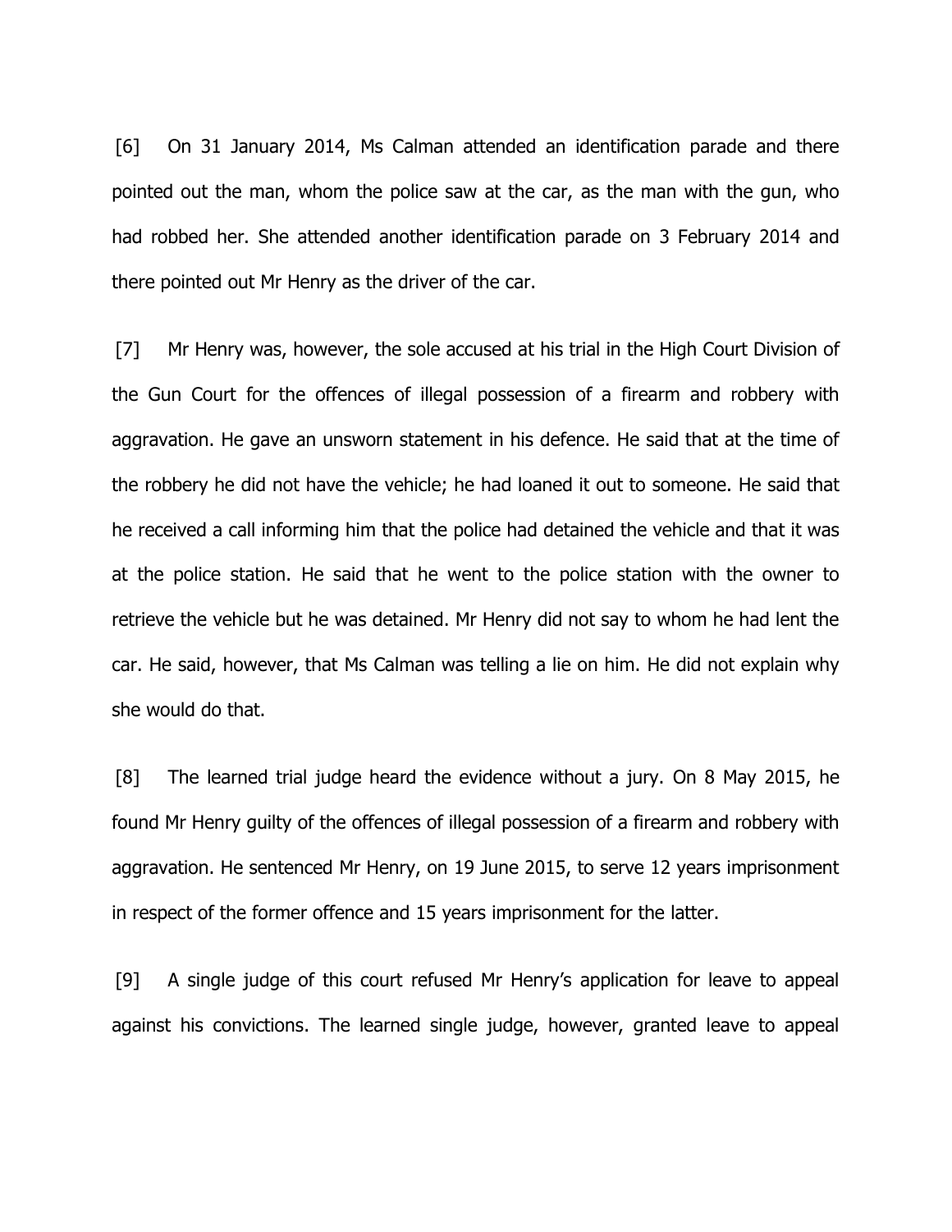[6] On 31 January 2014, Ms Calman attended an identification parade and there pointed out the man, whom the police saw at the car, as the man with the gun, who had robbed her. She attended another identification parade on 3 February 2014 and there pointed out Mr Henry as the driver of the car.

[7] Mr Henry was, however, the sole accused at his trial in the High Court Division of the Gun Court for the offences of illegal possession of a firearm and robbery with aggravation. He gave an unsworn statement in his defence. He said that at the time of the robbery he did not have the vehicle; he had loaned it out to someone. He said that he received a call informing him that the police had detained the vehicle and that it was at the police station. He said that he went to the police station with the owner to retrieve the vehicle but he was detained. Mr Henry did not say to whom he had lent the car. He said, however, that Ms Calman was telling a lie on him. He did not explain why she would do that.

[8] The learned trial judge heard the evidence without a jury. On 8 May 2015, he found Mr Henry guilty of the offences of illegal possession of a firearm and robbery with aggravation. He sentenced Mr Henry, on 19 June 2015, to serve 12 years imprisonment in respect of the former offence and 15 years imprisonment for the latter.

[9] A single judge of this court refused Mr Henry's application for leave to appeal against his convictions. The learned single judge, however, granted leave to appeal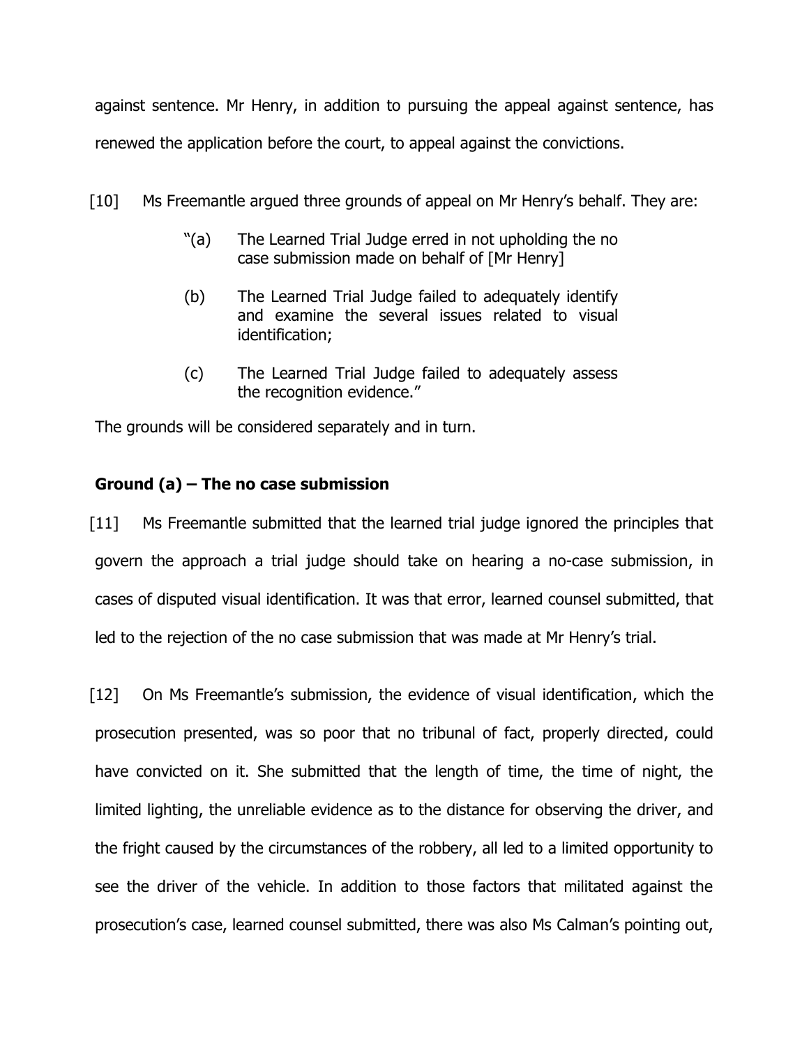against sentence. Mr Henry, in addition to pursuing the appeal against sentence, has renewed the application before the court, to appeal against the convictions.

[10] Ms Freemantle argued three grounds of appeal on Mr Henry's behalf. They are:

> "(a) The Learned Trial Judge erred in not upholding the no case submission made on behalf of [Mr Henry]
>
> (b) The Learned Trial Judge failed to adequately identify and examine the several issues related to visual identification;
>
> (c) The Learned Trial Judge failed to adequately assess the recognition evidence."

The grounds will be considered separately and in turn.

### Ground (a) – The no case submission

[11] Ms Freemantle submitted that the learned trial judge ignored the principles that govern the approach a trial judge should take on hearing a no-case submission, in cases of disputed visual identification. It was that error, learned counsel submitted, that led to the rejection of the no case submission that was made at Mr Henry's trial.

[12] On Ms Freemantle's submission, the evidence of visual identification, which the prosecution presented, was so poor that no tribunal of fact, properly directed, could have convicted on it. She submitted that the length of time, the time of night, the limited lighting, the unreliable evidence as to the distance for observing the driver, and the fright caused by the circumstances of the robbery, all led to a limited opportunity to see the driver of the vehicle. In addition to those factors that militated against the prosecution's case, learned counsel submitted, there was also Ms Calman's pointing out,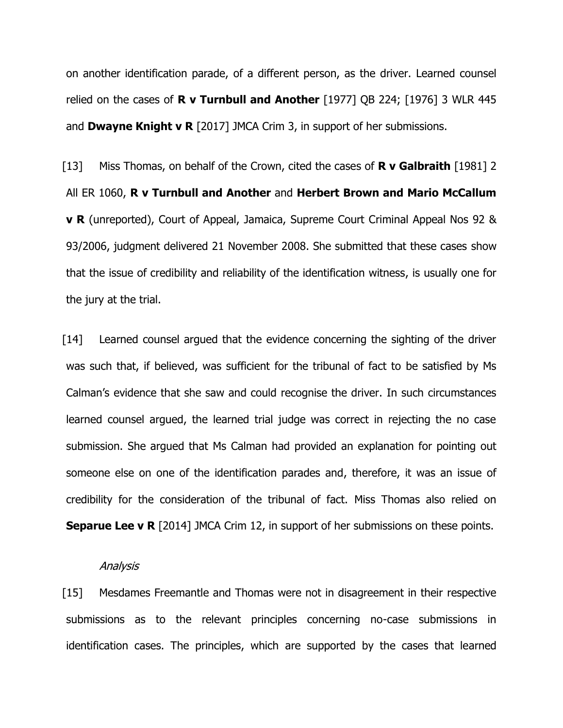on another identification parade, of a different person, as the driver. Learned counsel relied on the cases of **R v Turnbull and Another** [1977] QB 224; [1976] 3 WLR 445 and **Dwayne Knight v R** [2017] JMCA Crim 3, in support of her submissions.

[13] Miss Thomas, on behalf of the Crown, cited the cases of **R v Galbraith** [1981] 2 All ER 1060, **R v Turnbull and Another** and **Herbert Brown and Mario McCallum v R** (unreported), Court of Appeal, Jamaica, Supreme Court Criminal Appeal Nos 92 & 93/2006, judgment delivered 21 November 2008. She submitted that these cases show that the issue of credibility and reliability of the identification witness, is usually one for the jury at the trial.

[14] Learned counsel argued that the evidence concerning the sighting of the driver was such that, if believed, was sufficient for the tribunal of fact to be satisfied by Ms Calman's evidence that she saw and could recognise the driver. In such circumstances learned counsel argued, the learned trial judge was correct in rejecting the no case submission. She argued that Ms Calman had provided an explanation for pointing out someone else on one of the identification parades and, therefore, it was an issue of credibility for the consideration of the tribunal of fact. Miss Thomas also relied on **Separue Lee v R** [2014] JMCA Crim 12, in support of her submissions on these points.

*Analysis*

[15] Mesdames Freemantle and Thomas were not in disagreement in their respective submissions as to the relevant principles concerning no-case submissions in identification cases. The principles, which are supported by the cases that learned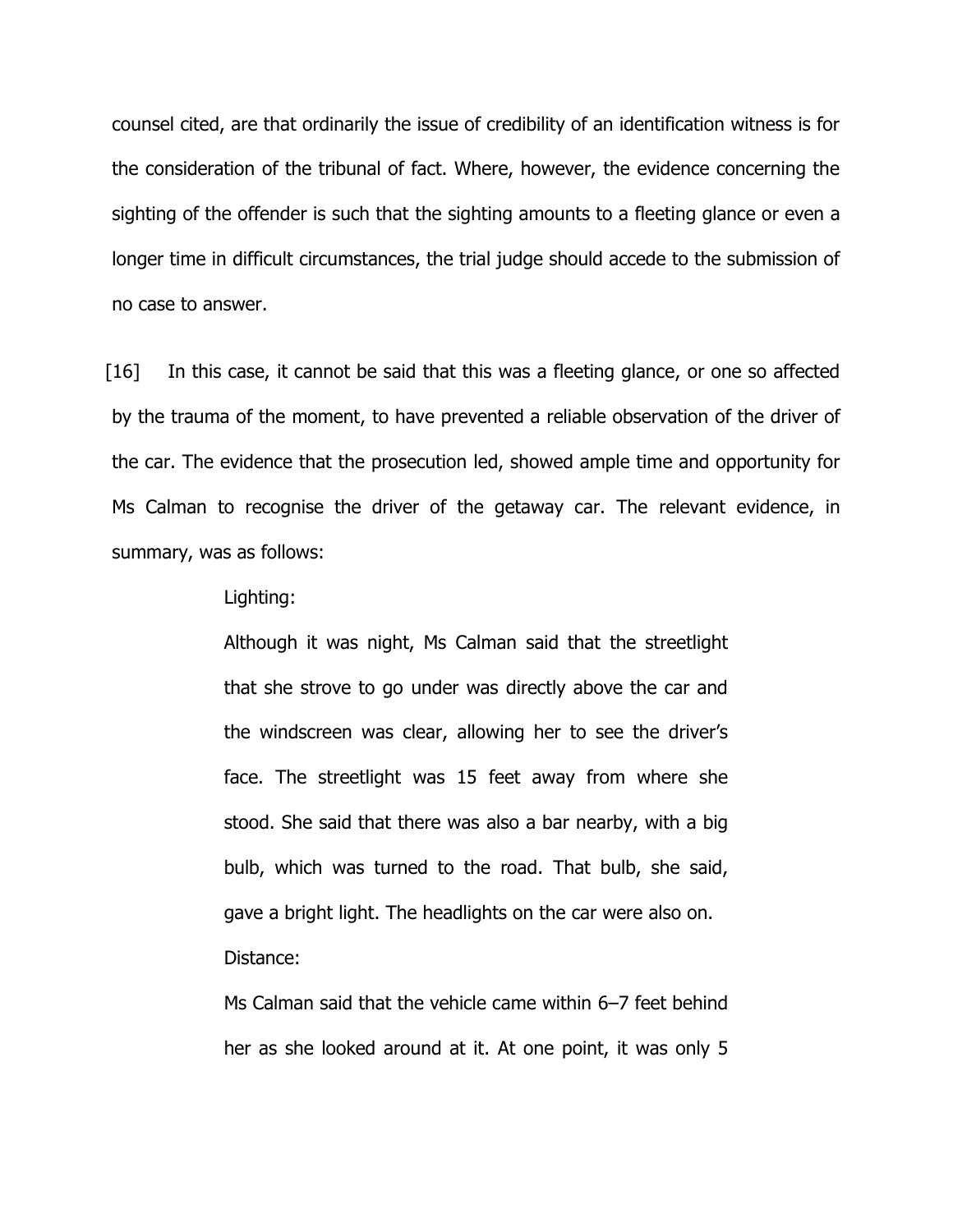counsel cited, are that ordinarily the issue of credibility of an identification witness is for the consideration of the tribunal of fact. Where, however, the evidence concerning the sighting of the offender is such that the sighting amounts to a fleeting glance or even a longer time in difficult circumstances, the trial judge should accede to the submission of no case to answer.

[16] In this case, it cannot be said that this was a fleeting glance, or one so affected by the trauma of the moment, to have prevented a reliable observation of the driver of the car. The evidence that the prosecution led, showed ample time and opportunity for Ms Calman to recognise the driver of the getaway car. The relevant evidence, in summary, was as follows:

> Lighting:
>
> Although it was night, Ms Calman said that the streetlight that she strove to go under was directly above the car and the windscreen was clear, allowing her to see the driver's face. The streetlight was 15 feet away from where she stood. She said that there was also a bar nearby, with a big bulb, which was turned to the road. That bulb, she said, gave a bright light. The headlights on the car were also on.
>
> Distance:
>
> Ms Calman said that the vehicle came within 6–7 feet behind her as she looked around at it. At one point, it was only 5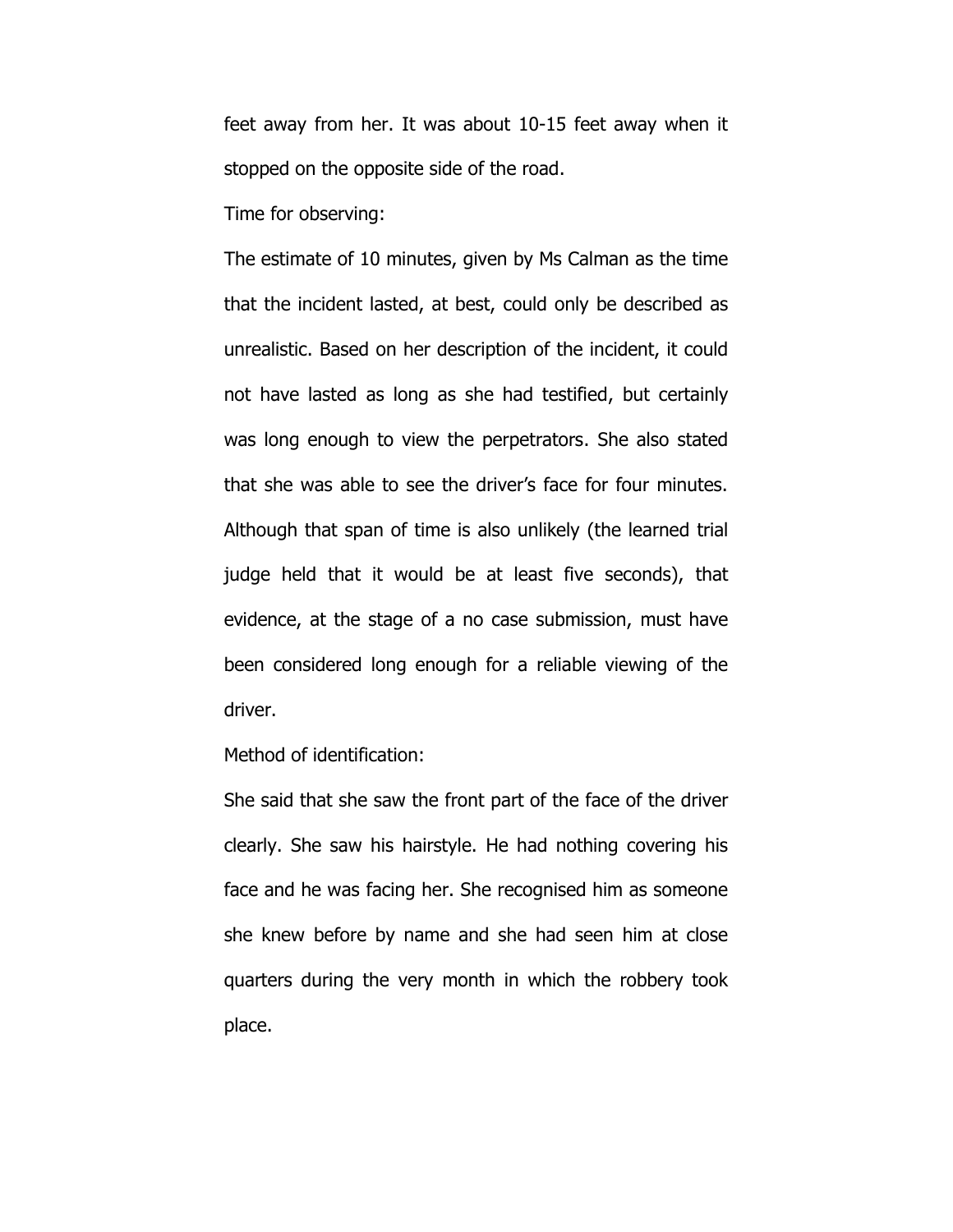feet away from her. It was about 10-15 feet away when it stopped on the opposite side of the road.

Time for observing:

The estimate of 10 minutes, given by Ms Calman as the time that the incident lasted, at best, could only be described as unrealistic. Based on her description of the incident, it could not have lasted as long as she had testified, but certainly was long enough to view the perpetrators. She also stated that she was able to see the driver's face for four minutes. Although that span of time is also unlikely (the learned trial judge held that it would be at least five seconds), that evidence, at the stage of a no case submission, must have been considered long enough for a reliable viewing of the driver.

Method of identification:

She said that she saw the front part of the face of the driver clearly. She saw his hairstyle. He had nothing covering his face and he was facing her. She recognised him as someone she knew before by name and she had seen him at close quarters during the very month in which the robbery took place.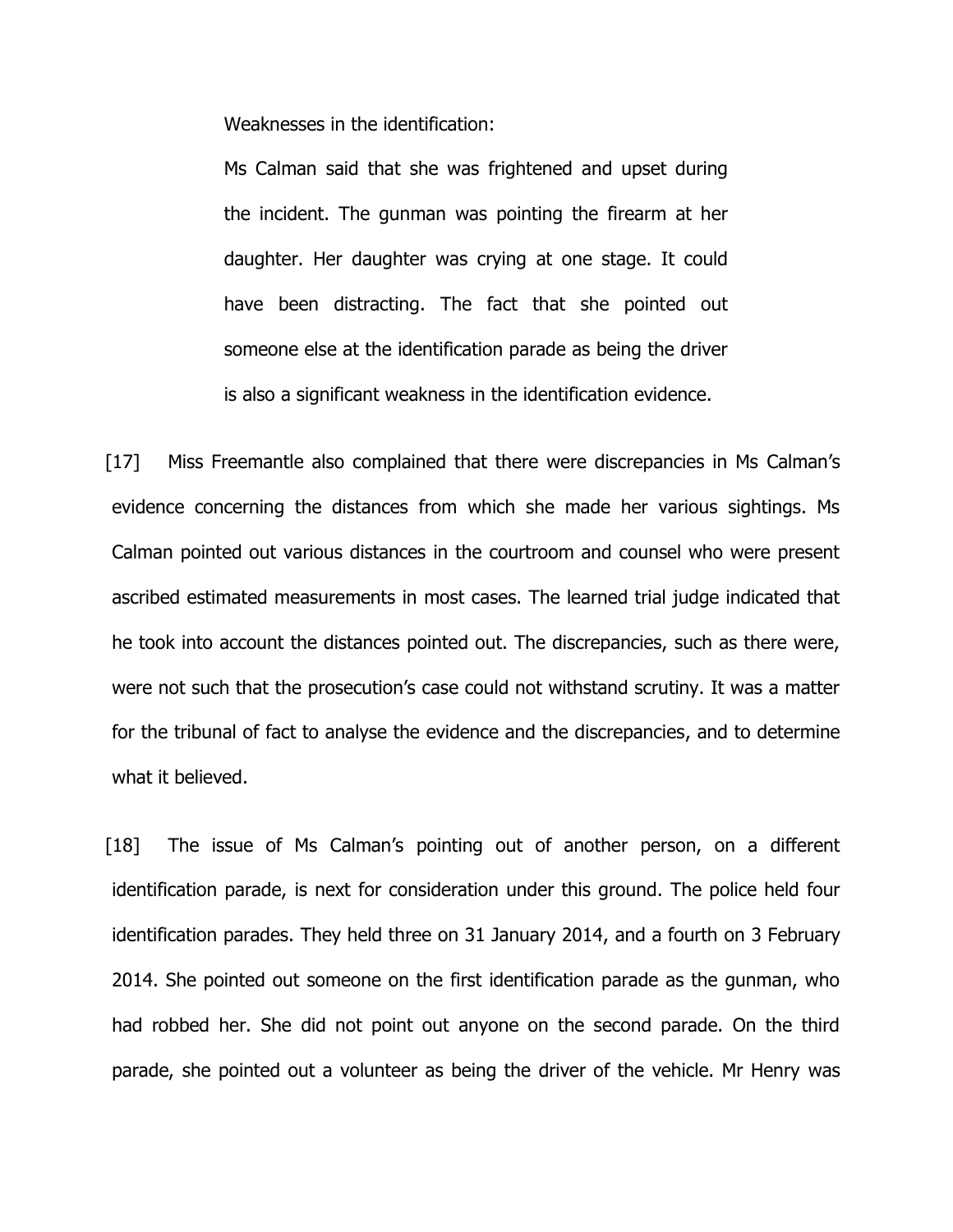> Weaknesses in the identification:
>
> Ms Calman said that she was frightened and upset during the incident. The gunman was pointing the firearm at her daughter. Her daughter was crying at one stage. It could have been distracting. The fact that she pointed out someone else at the identification parade as being the driver is also a significant weakness in the identification evidence.

[17] Miss Freemantle also complained that there were discrepancies in Ms Calman's evidence concerning the distances from which she made her various sightings. Ms Calman pointed out various distances in the courtroom and counsel who were present ascribed estimated measurements in most cases. The learned trial judge indicated that he took into account the distances pointed out. The discrepancies, such as there were, were not such that the prosecution's case could not withstand scrutiny. It was a matter for the tribunal of fact to analyse the evidence and the discrepancies, and to determine what it believed.

[18] The issue of Ms Calman's pointing out of another person, on a different identification parade, is next for consideration under this ground. The police held four identification parades. They held three on 31 January 2014, and a fourth on 3 February 2014. She pointed out someone on the first identification parade as the gunman, who had robbed her. She did not point out anyone on the second parade. On the third parade, she pointed out a volunteer as being the driver of the vehicle. Mr Henry was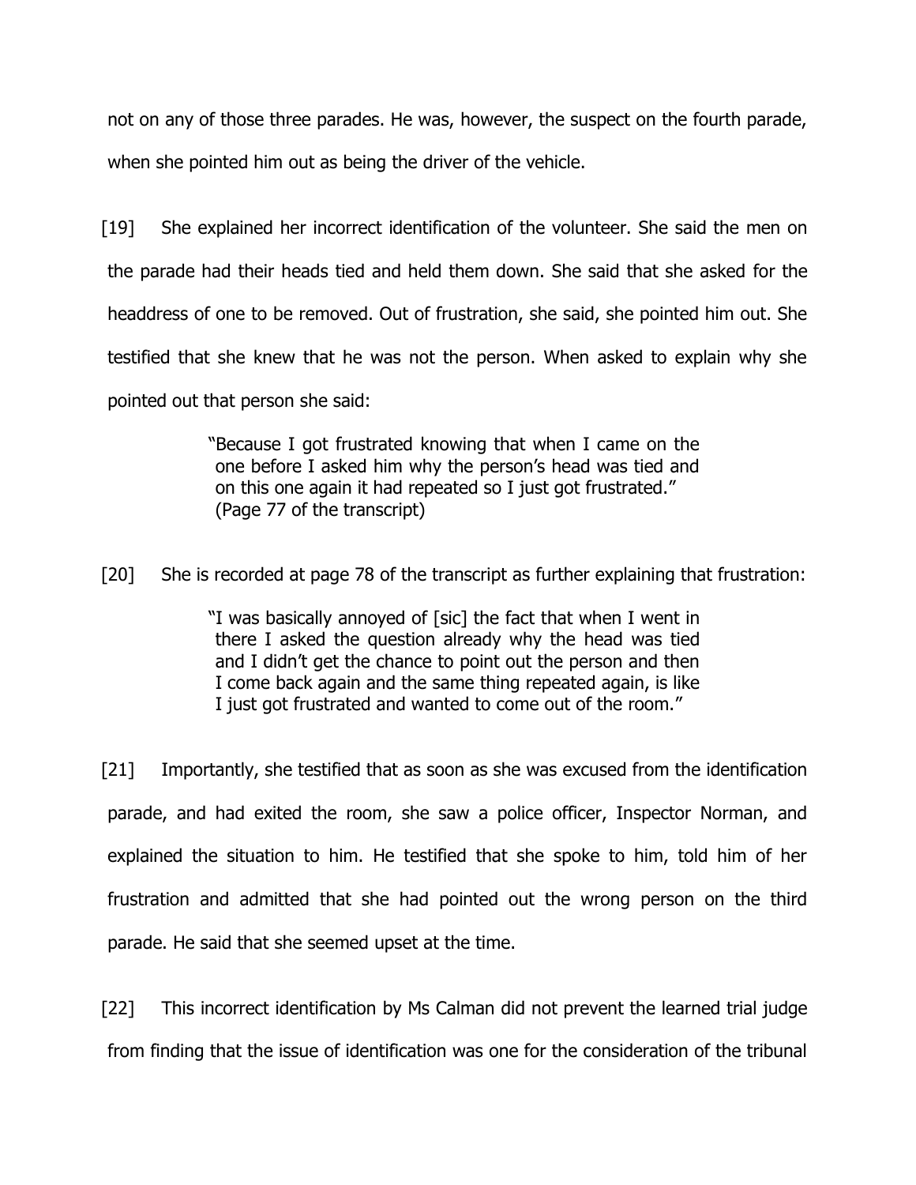not on any of those three parades. He was, however, the suspect on the fourth parade, when she pointed him out as being the driver of the vehicle.

[19] She explained her incorrect identification of the volunteer. She said the men on the parade had their heads tied and held them down. She said that she asked for the headdress of one to be removed. Out of frustration, she said, she pointed him out. She testified that she knew that he was not the person. When asked to explain why she pointed out that person she said:

> "Because I got frustrated knowing that when I came on the one before I asked him why the person's head was tied and on this one again it had repeated so I just got frustrated." (Page 77 of the transcript)

[20] She is recorded at page 78 of the transcript as further explaining that frustration:

> "I was basically annoyed of [sic] the fact that when I went in there I asked the question already why the head was tied and I didn't get the chance to point out the person and then I come back again and the same thing repeated again, is like I just got frustrated and wanted to come out of the room."

[21] Importantly, she testified that as soon as she was excused from the identification parade, and had exited the room, she saw a police officer, Inspector Norman, and explained the situation to him. He testified that she spoke to him, told him of her frustration and admitted that she had pointed out the wrong person on the third parade. He said that she seemed upset at the time.

[22] This incorrect identification by Ms Calman did not prevent the learned trial judge from finding that the issue of identification was one for the consideration of the tribunal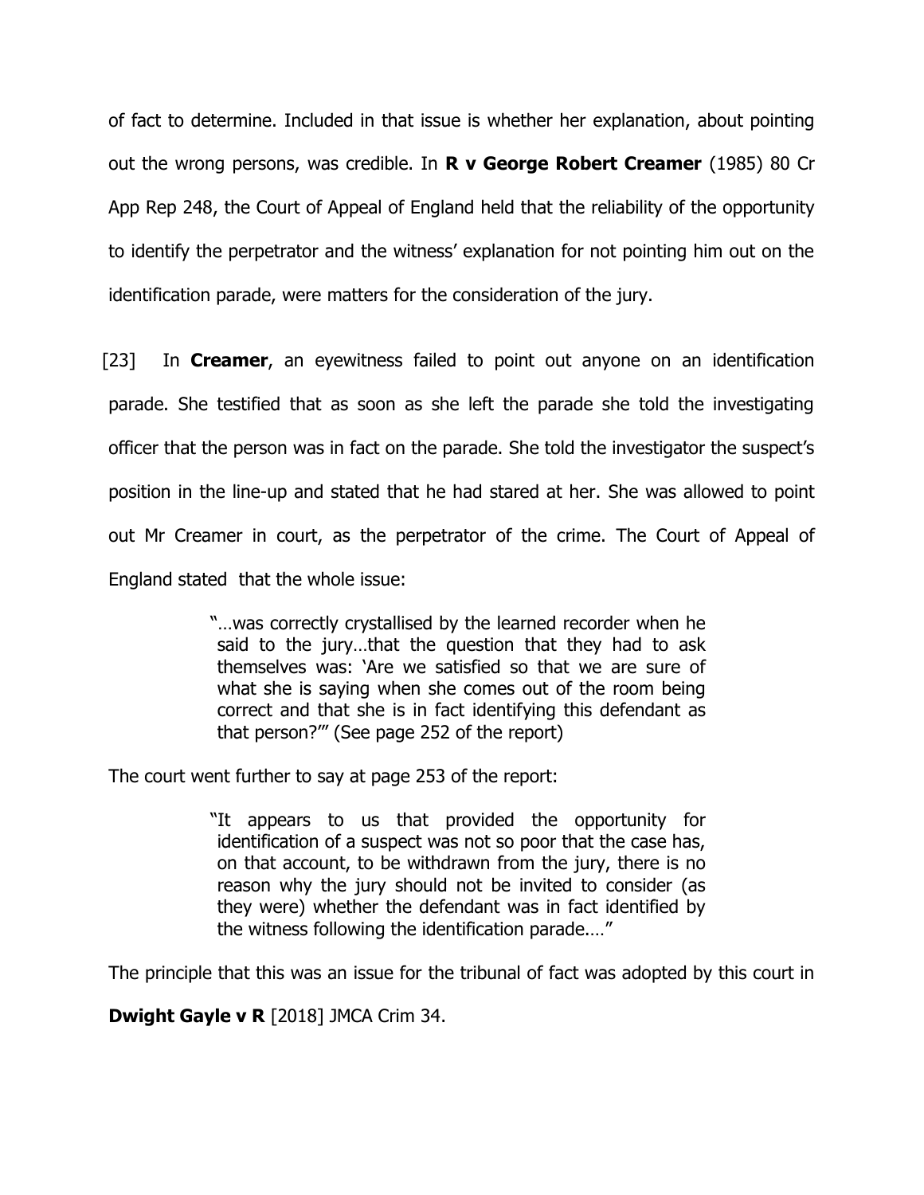of fact to determine. Included in that issue is whether her explanation, about pointing out the wrong persons, was credible. In **R v George Robert Creamer** (1985) 80 Cr App Rep 248, the Court of Appeal of England held that the reliability of the opportunity to identify the perpetrator and the witness' explanation for not pointing him out on the identification parade, were matters for the consideration of the jury.

[23] In **Creamer**, an eyewitness failed to point out anyone on an identification parade. She testified that as soon as she left the parade she told the investigating officer that the person was in fact on the parade. She told the investigator the suspect's position in the line-up and stated that he had stared at her. She was allowed to point out Mr Creamer in court, as the perpetrator of the crime. The Court of Appeal of England stated that the whole issue:

> "…was correctly crystallised by the learned recorder when he said to the jury…that the question that they had to ask themselves was: 'Are we satisfied so that we are sure of what she is saying when she comes out of the room being correct and that she is in fact identifying this defendant as that person?'" (See page 252 of the report)

The court went further to say at page 253 of the report:

> "It appears to us that provided the opportunity for identification of a suspect was not so poor that the case has, on that account, to be withdrawn from the jury, there is no reason why the jury should not be invited to consider (as they were) whether the defendant was in fact identified by the witness following the identification parade.…"

The principle that this was an issue for the tribunal of fact was adopted by this court in **Dwight Gayle v R** [2018] JMCA Crim 34.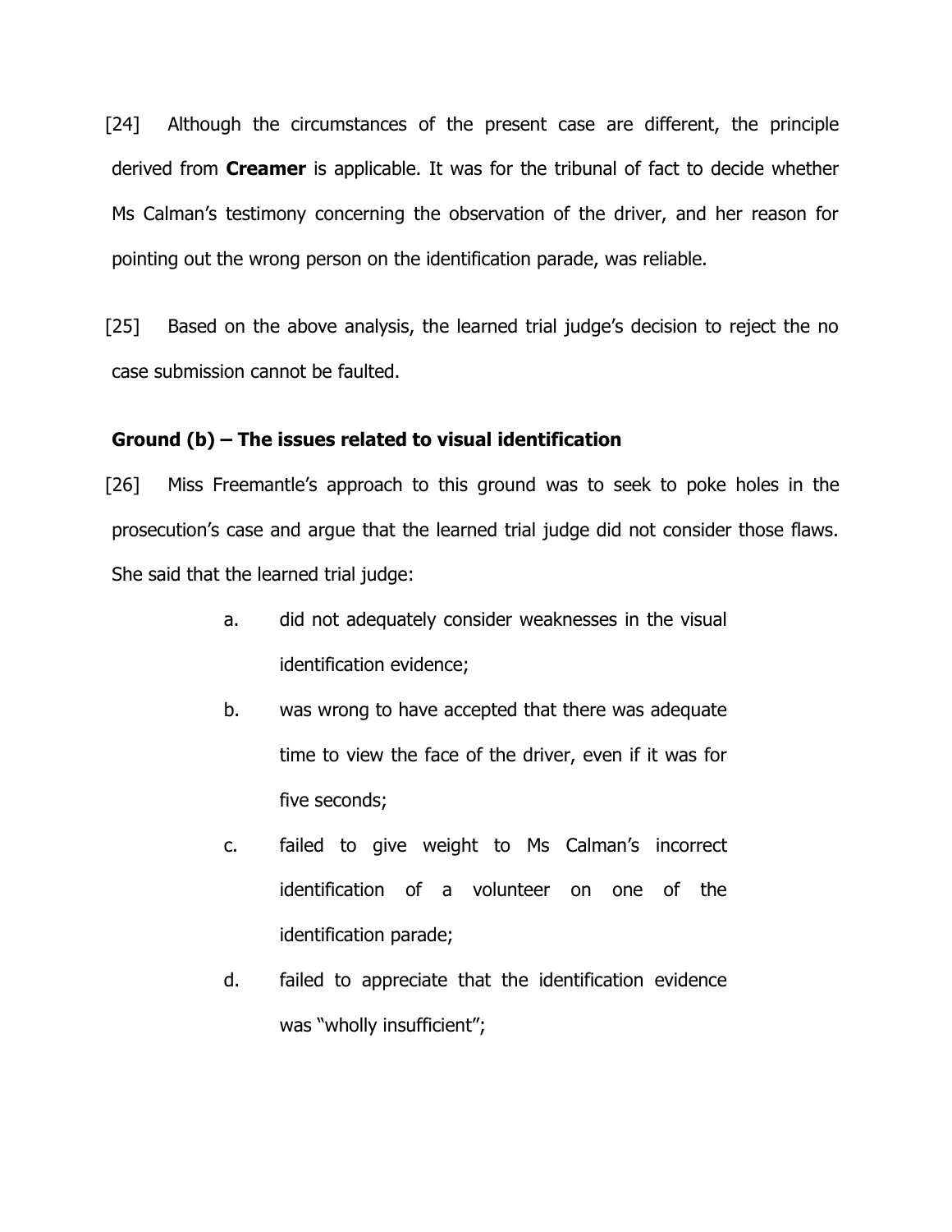[24] Although the circumstances of the present case are different, the principle derived from **Creamer** is applicable. It was for the tribunal of fact to decide whether Ms Calman's testimony concerning the observation of the driver, and her reason for pointing out the wrong person on the identification parade, was reliable.

[25] Based on the above analysis, the learned trial judge's decision to reject the no case submission cannot be faulted.

**Ground (b) – The issues related to visual identification**

[26] Miss Freemantle's approach to this ground was to seek to poke holes in the prosecution's case and argue that the learned trial judge did not consider those flaws. She said that the learned trial judge:

a. did not adequately consider weaknesses in the visual identification evidence;

b. was wrong to have accepted that there was adequate time to view the face of the driver, even if it was for five seconds;

c. failed to give weight to Ms Calman's incorrect identification of a volunteer on one of the identification parade;

d. failed to appreciate that the identification evidence was "wholly insufficient";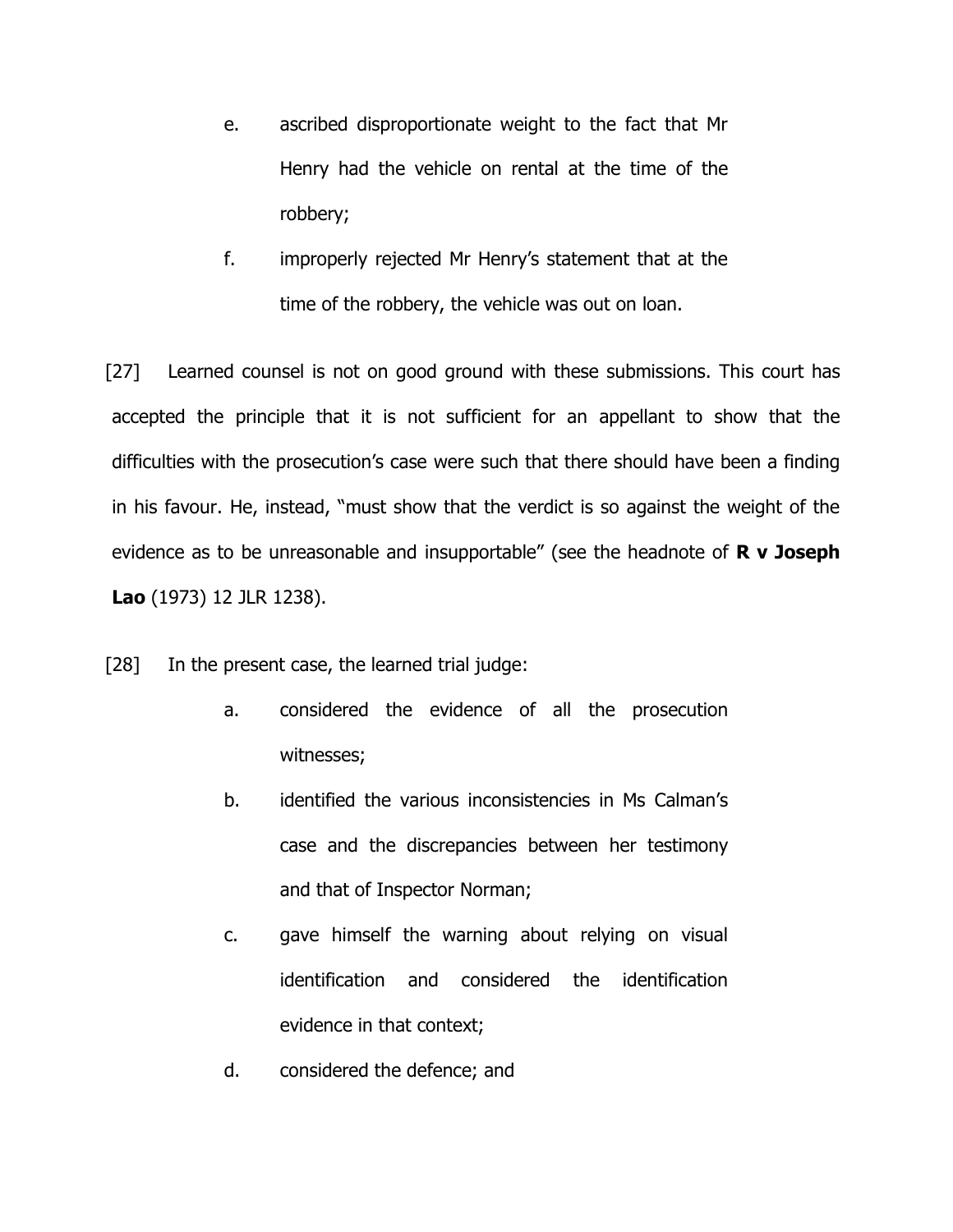e. ascribed disproportionate weight to the fact that Mr Henry had the vehicle on rental at the time of the robbery;

f. improperly rejected Mr Henry's statement that at the time of the robbery, the vehicle was out on loan.

[27] Learned counsel is not on good ground with these submissions. This court has accepted the principle that it is not sufficient for an appellant to show that the difficulties with the prosecution's case were such that there should have been a finding in his favour. He, instead, "must show that the verdict is so against the weight of the evidence as to be unreasonable and insupportable" (see the headnote of **R v Joseph Lao** (1973) 12 JLR 1238).

[28] In the present case, the learned trial judge:

a. considered the evidence of all the prosecution witnesses;

b. identified the various inconsistencies in Ms Calman's case and the discrepancies between her testimony and that of Inspector Norman;

c. gave himself the warning about relying on visual identification and considered the identification evidence in that context;

d. considered the defence; and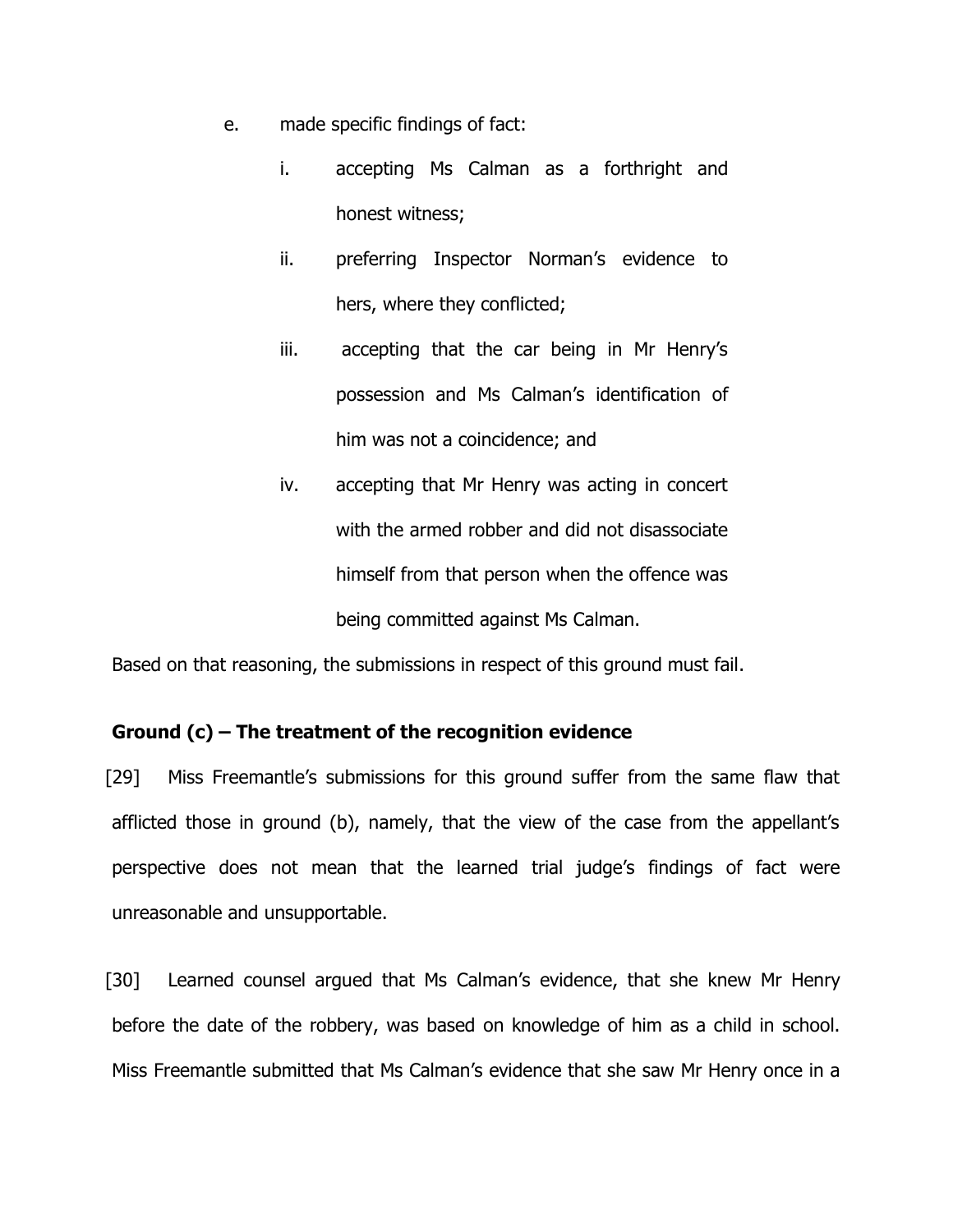e. made specific findings of fact:

   i. accepting Ms Calman as a forthright and honest witness;

   ii. preferring Inspector Norman's evidence to hers, where they conflicted;

   iii. accepting that the car being in Mr Henry's possession and Ms Calman's identification of him was not a coincidence; and

   iv. accepting that Mr Henry was acting in concert with the armed robber and did not disassociate himself from that person when the offence was being committed against Ms Calman.

Based on that reasoning, the submissions in respect of this ground must fail.

**Ground (c) – The treatment of the recognition evidence**

[29] Miss Freemantle's submissions for this ground suffer from the same flaw that afflicted those in ground (b), namely, that the view of the case from the appellant's perspective does not mean that the learned trial judge's findings of fact were unreasonable and unsupportable.

[30] Learned counsel argued that Ms Calman's evidence, that she knew Mr Henry before the date of the robbery, was based on knowledge of him as a child in school. Miss Freemantle submitted that Ms Calman's evidence that she saw Mr Henry once in a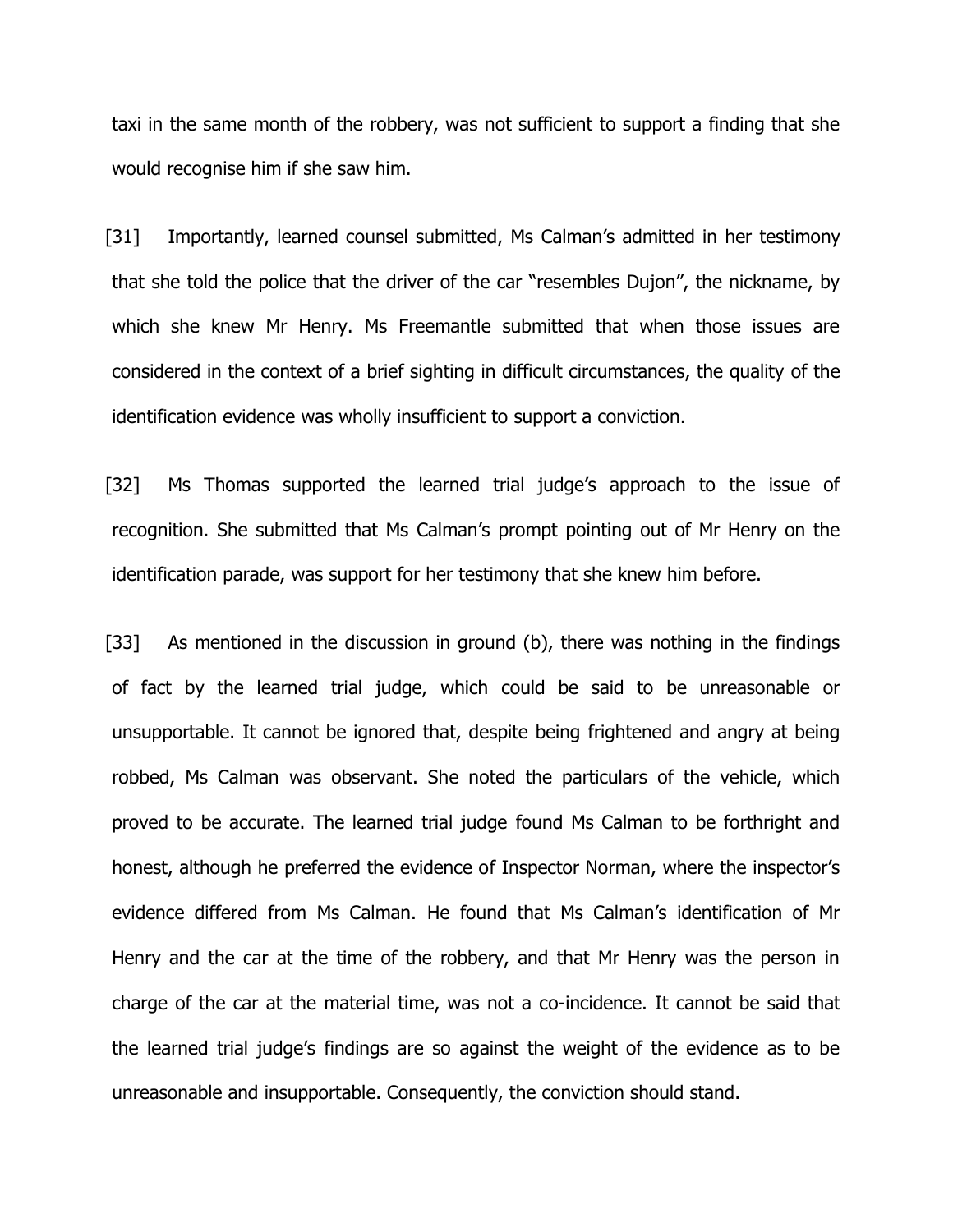taxi in the same month of the robbery, was not sufficient to support a finding that she would recognise him if she saw him.

[31] Importantly, learned counsel submitted, Ms Calman's admitted in her testimony that she told the police that the driver of the car "resembles Dujon", the nickname, by which she knew Mr Henry. Ms Freemantle submitted that when those issues are considered in the context of a brief sighting in difficult circumstances, the quality of the identification evidence was wholly insufficient to support a conviction.

[32] Ms Thomas supported the learned trial judge's approach to the issue of recognition. She submitted that Ms Calman's prompt pointing out of Mr Henry on the identification parade, was support for her testimony that she knew him before.

[33] As mentioned in the discussion in ground (b), there was nothing in the findings of fact by the learned trial judge, which could be said to be unreasonable or unsupportable. It cannot be ignored that, despite being frightened and angry at being robbed, Ms Calman was observant. She noted the particulars of the vehicle, which proved to be accurate. The learned trial judge found Ms Calman to be forthright and honest, although he preferred the evidence of Inspector Norman, where the inspector's evidence differed from Ms Calman. He found that Ms Calman's identification of Mr Henry and the car at the time of the robbery, and that Mr Henry was the person in charge of the car at the material time, was not a co-incidence. It cannot be said that the learned trial judge's findings are so against the weight of the evidence as to be unreasonable and insupportable. Consequently, the conviction should stand.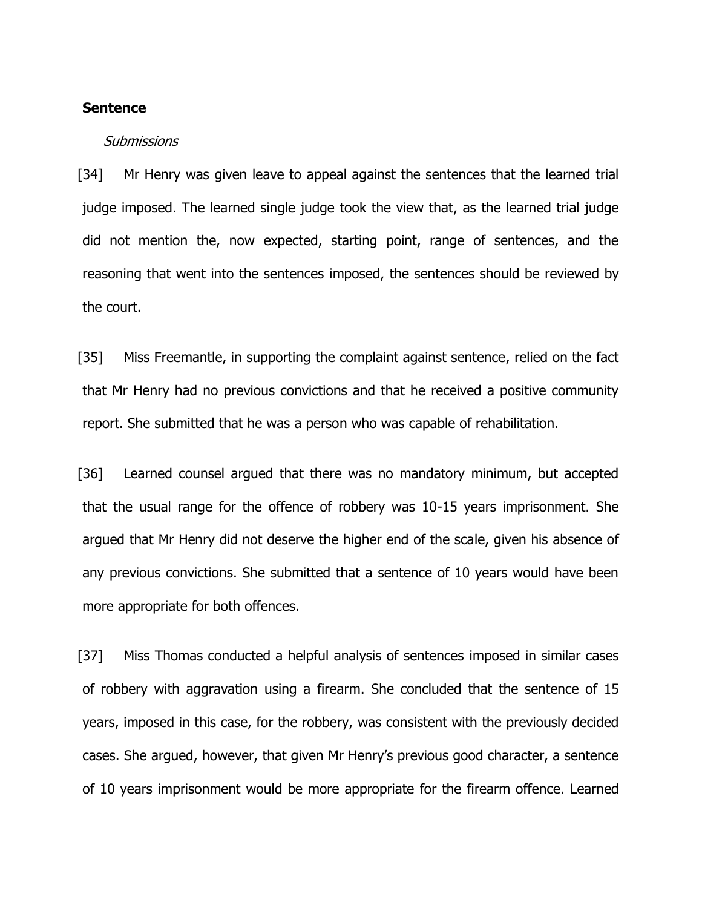**Sentence**

*Submissions*

[34] Mr Henry was given leave to appeal against the sentences that the learned trial judge imposed. The learned single judge took the view that, as the learned trial judge did not mention the, now expected, starting point, range of sentences, and the reasoning that went into the sentences imposed, the sentences should be reviewed by the court.

[35] Miss Freemantle, in supporting the complaint against sentence, relied on the fact that Mr Henry had no previous convictions and that he received a positive community report. She submitted that he was a person who was capable of rehabilitation.

[36] Learned counsel argued that there was no mandatory minimum, but accepted that the usual range for the offence of robbery was 10-15 years imprisonment. She argued that Mr Henry did not deserve the higher end of the scale, given his absence of any previous convictions. She submitted that a sentence of 10 years would have been more appropriate for both offences.

[37] Miss Thomas conducted a helpful analysis of sentences imposed in similar cases of robbery with aggravation using a firearm. She concluded that the sentence of 15 years, imposed in this case, for the robbery, was consistent with the previously decided cases. She argued, however, that given Mr Henry's previous good character, a sentence of 10 years imprisonment would be more appropriate for the firearm offence. Learned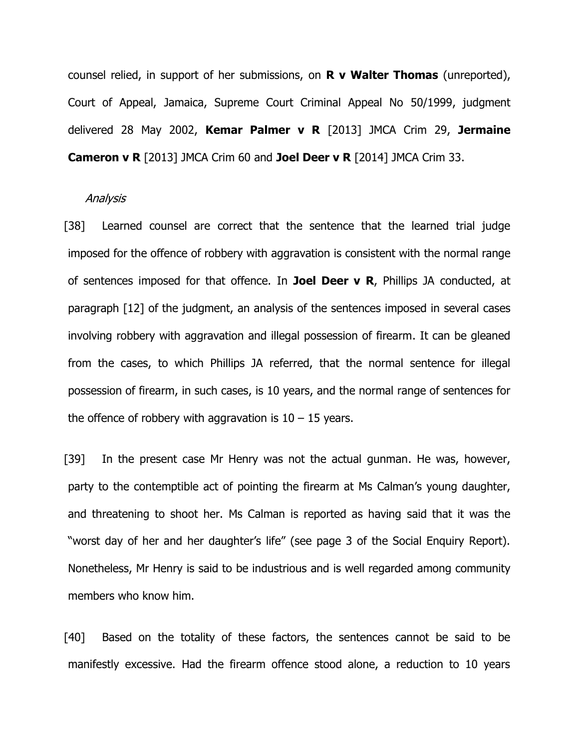counsel relied, in support of her submissions, on **R v Walter Thomas** (unreported), Court of Appeal, Jamaica, Supreme Court Criminal Appeal No 50/1999, judgment delivered 28 May 2002, **Kemar Palmer v R** [2013] JMCA Crim 29, **Jermaine Cameron v R** [2013] JMCA Crim 60 and **Joel Deer v R** [2014] JMCA Crim 33.

*Analysis*

[38] Learned counsel are correct that the sentence that the learned trial judge imposed for the offence of robbery with aggravation is consistent with the normal range of sentences imposed for that offence. In **Joel Deer v R**, Phillips JA conducted, at paragraph [12] of the judgment, an analysis of the sentences imposed in several cases involving robbery with aggravation and illegal possession of firearm. It can be gleaned from the cases, to which Phillips JA referred, that the normal sentence for illegal possession of firearm, in such cases, is 10 years, and the normal range of sentences for the offence of robbery with aggravation is 10 – 15 years.

[39] In the present case Mr Henry was not the actual gunman. He was, however, party to the contemptible act of pointing the firearm at Ms Calman's young daughter, and threatening to shoot her. Ms Calman is reported as having said that it was the "worst day of her and her daughter's life" (see page 3 of the Social Enquiry Report). Nonetheless, Mr Henry is said to be industrious and is well regarded among community members who know him.

[40] Based on the totality of these factors, the sentences cannot be said to be manifestly excessive. Had the firearm offence stood alone, a reduction to 10 years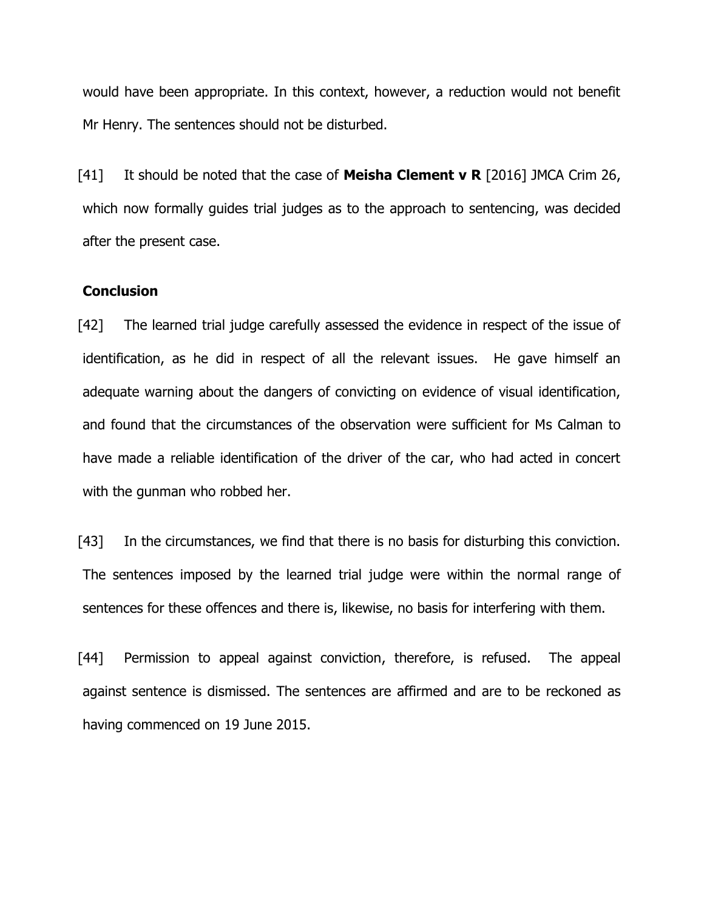would have been appropriate. In this context, however, a reduction would not benefit Mr Henry. The sentences should not be disturbed.

[41] It should be noted that the case of **Meisha Clement v R** [2016] JMCA Crim 26, which now formally guides trial judges as to the approach to sentencing, was decided after the present case.

**Conclusion**

[42] The learned trial judge carefully assessed the evidence in respect of the issue of identification, as he did in respect of all the relevant issues. He gave himself an adequate warning about the dangers of convicting on evidence of visual identification, and found that the circumstances of the observation were sufficient for Ms Calman to have made a reliable identification of the driver of the car, who had acted in concert with the gunman who robbed her.

[43] In the circumstances, we find that there is no basis for disturbing this conviction. The sentences imposed by the learned trial judge were within the normal range of sentences for these offences and there is, likewise, no basis for interfering with them.

[44] Permission to appeal against conviction, therefore, is refused. The appeal against sentence is dismissed. The sentences are affirmed and are to be reckoned as having commenced on 19 June 2015.